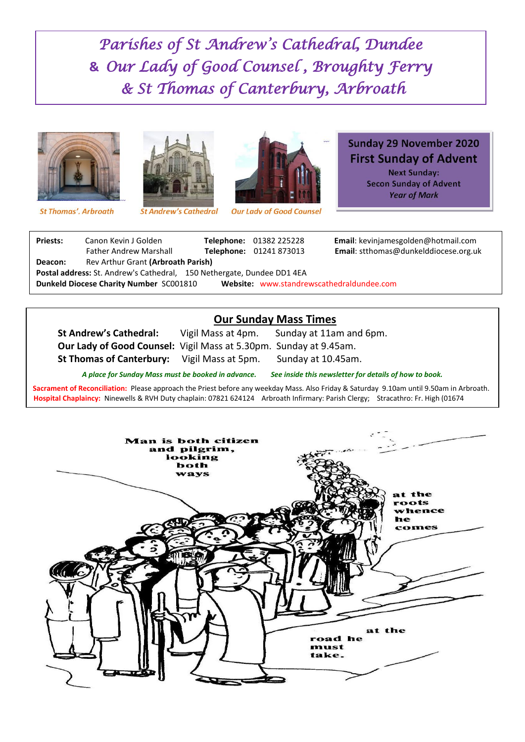# Parishes of St Andrew's Cathedral, Dundee & Our Lady of Good Counsel, Broughty Ferry & St Thomas of Canterbury, Arbroath

St Thomas', Arbroath    St Andrew's Cathedral    Our Lady of Good Counsel

**Sunday 29 November 2020**
**First Sunday of Advent**
**Next Sunday:**
**Secon Sunday of Advent**
***Year of Mark***

| | | | | |
|---|---|---|---|---|
| **Priests:** | Canon Kevin J Golden | **Telephone:** 01382 225228 | **Email**: kevinjamesgolden@hotmail.com |
| | Father Andrew Marshall | **Telephone:** 01241 873013 | **Email**: stthomas@dunkelddiocese.org.uk |
| **Deacon:** | Rev Arthur Grant **(Arbroath Parish)** | | |

**Postal address:** St. Andrew's Cathedral, 150 Nethergate, Dundee DD1 4EA
**Dunkeld Diocese Charity Number** SC001810 **Website:** www.standrewscathedraldundee.com

## Our Sunday Mass Times

| | | |
|---|---|---|
| **St Andrew's Cathedral:** | Vigil Mass at 4pm. | Sunday at 11am and 6pm. |
| **Our Lady of Good Counsel:** | Vigil Mass at 5.30pm. | Sunday at 9.45am. |
| **St Thomas of Canterbury:** | Vigil Mass at 5pm. | Sunday at 10.45am. |

*A place for Sunday Mass must be booked in advance. See inside this newsletter for details of how to book.*

**Sacrament of Reconciliation:** Please approach the Priest before any weekday Mass. Also Friday & Saturday 9.10am until 9.50am in Arbroath.
**Hospital Chaplaincy:** Ninewells & RVH Duty chaplain: 07821 624124 Arbroath Infirmary: Parish Clergy; Stracathro: Fr. High (01674

Man is both citizen and pilgrim, looking both ways at the roots whence he comes at the road he must take.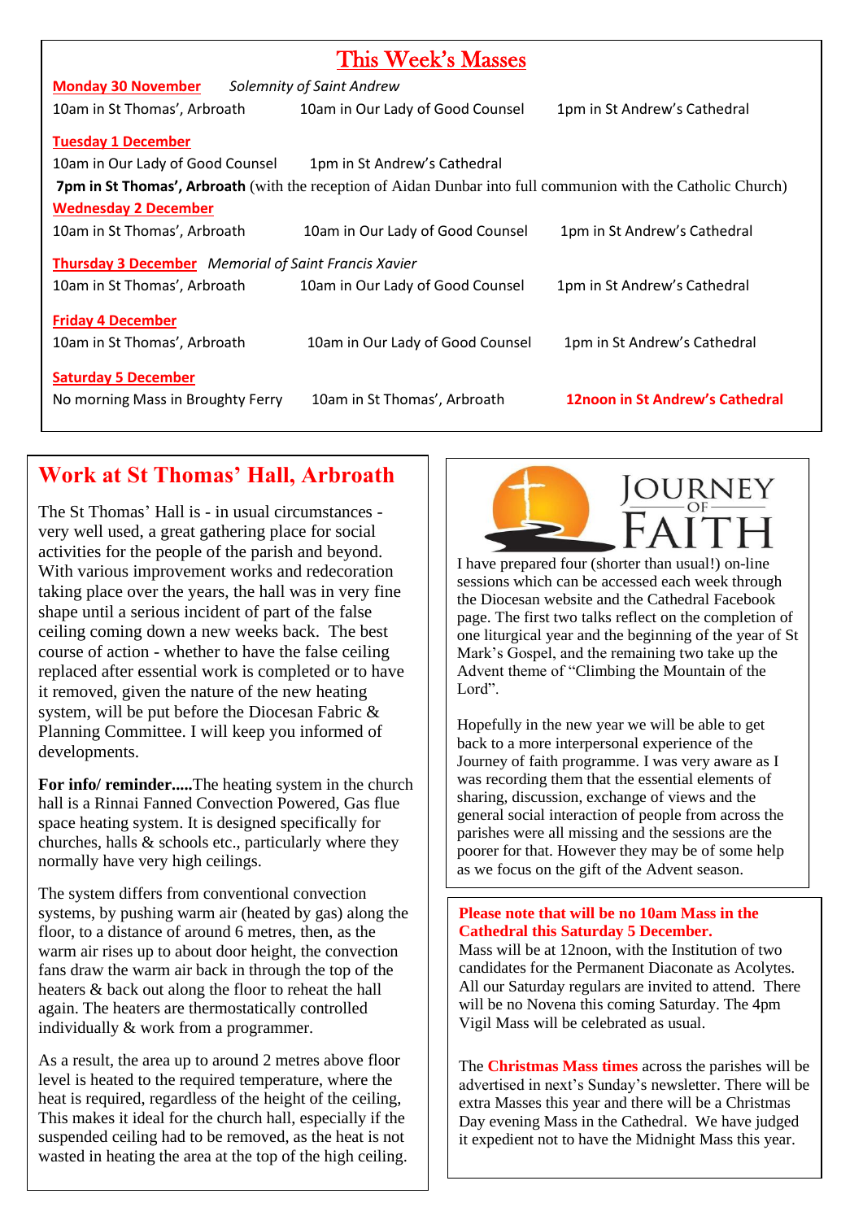# This Week's Masses

**Monday 30 November** *Solemnity of Saint Andrew*

10am in St Thomas', Arbroath 10am in Our Lady of Good Counsel 1pm in St Andrew's Cathedral

**Tuesday 1 December**

10am in Our Lady of Good Counsel 1pm in St Andrew's Cathedral

**7pm in St Thomas', Arbroath** (with the reception of Aidan Dunbar into full communion with the Catholic Church)

**Wednesday 2 December**

10am in St Thomas', Arbroath 10am in Our Lady of Good Counsel 1pm in St Andrew's Cathedral

**Thursday 3 December** *Memorial of Saint Francis Xavier*

10am in St Thomas', Arbroath 10am in Our Lady of Good Counsel 1pm in St Andrew's Cathedral

**Friday 4 December**

10am in St Thomas', Arbroath 10am in Our Lady of Good Counsel 1pm in St Andrew's Cathedral

**Saturday 5 December**

No morning Mass in Broughty Ferry 10am in St Thomas', Arbroath **12noon in St Andrew's Cathedral**

## Work at St Thomas' Hall, Arbroath

The St Thomas' Hall is - in usual circumstances - very well used, a great gathering place for social activities for the people of the parish and beyond. With various improvement works and redecoration taking place over the years, the hall was in very fine shape until a serious incident of part of the false ceiling coming down a new weeks back. The best course of action - whether to have the false ceiling replaced after essential work is completed or to have it removed, given the nature of the new heating system, will be put before the Diocesan Fabric & Planning Committee. I will keep you informed of developments.

**For info/ reminder.....**The heating system in the church hall is a Rinnai Fanned Convection Powered, Gas flue space heating system. It is designed specifically for churches, halls & schools etc., particularly where they normally have very high ceilings.

The system differs from conventional convection systems, by pushing warm air (heated by gas) along the floor, to a distance of around 6 metres, then, as the warm air rises up to about door height, the convection fans draw the warm air back in through the top of the heaters & back out along the floor to reheat the hall again. The heaters are thermostatically controlled individually & work from a programmer.

As a result, the area up to around 2 metres above floor level is heated to the required temperature, where the heat is required, regardless of the height of the ceiling, This makes it ideal for the church hall, especially if the suspended ceiling had to be removed, as the heat is not wasted in heating the area at the top of the high ceiling.

## Journey of Faith

I have prepared four (shorter than usual!) on-line sessions which can be accessed each week through the Diocesan website and the Cathedral Facebook page. The first two talks reflect on the completion of one liturgical year and the beginning of the year of St Mark's Gospel, and the remaining two take up the Advent theme of "Climbing the Mountain of the Lord".

Hopefully in the new year we will be able to get back to a more interpersonal experience of the Journey of faith programme. I was very aware as I was recording them that the essential elements of sharing, discussion, exchange of views and the general social interaction of people from across the parishes were all missing and the sessions are the poorer for that. However they may be of some help as we focus on the gift of the Advent season.

**Please note that will be no 10am Mass in the Cathedral this Saturday 5 December.**
Mass will be at 12noon, with the Institution of two candidates for the Permanent Diaconate as Acolytes. All our Saturday regulars are invited to attend. There will be no Novena this coming Saturday. The 4pm Vigil Mass will be celebrated as usual.

The **Christmas Mass times** across the parishes will be advertised in next's Sunday's newsletter. There will be extra Masses this year and there will be a Christmas Day evening Mass in the Cathedral. We have judged it expedient not to have the Midnight Mass this year.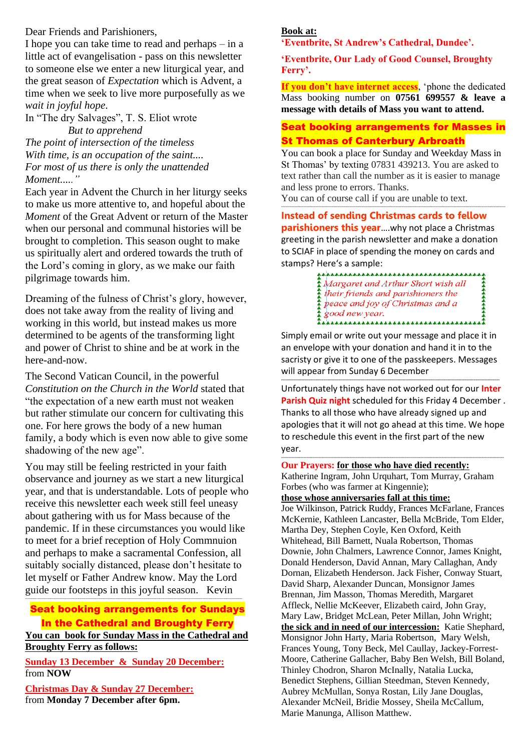Dear Friends and Parishioners,

I hope you can take time to read and perhaps – in a little act of evangelisation - pass on this newsletter to someone else we enter a new liturgical year, and the great season of *Expectation* which is Advent, a time when we seek to live more purposefully as we *wait in joyful hope*.

In "The dry Salvages", T. S. Eliot wrote

*But to apprehend*
*The point of intersection of the timeless*
*With time, is an occupation of the saint....*
*For most of us there is only the unattended*
*Moment....."*

Each year in Advent the Church in her liturgy seeks to make us more attentive to, and hopeful about the *Moment* of the Great Advent or return of the Master when our personal and communal histories will be brought to completion. This season ought to make us spiritually alert and ordered towards the truth of the Lord's coming in glory, as we make our faith pilgrimage towards him.

Dreaming of the fulness of Christ's glory, however, does not take away from the reality of living and working in this world, but instead makes us more determined to be agents of the transforming light and power of Christ to shine and be at work in the here-and-now.

The Second Vatican Council, in the powerful *Constitution on the Church in the World* stated that "the expectation of a new earth must not weaken but rather stimulate our concern for cultivating this one. For here grows the body of a new human family, a body which is even now able to give some shadowing of the new age".

You may still be feeling restricted in your faith observance and journey as we start a new liturgical year, and that is understandable. Lots of people who receive this newsletter each week still feel uneasy about gathering with us for Mass because of the pandemic. If in these circumstances you would like to meet for a brief reception of Holy Commnuion and perhaps to make a sacramental Confession, all suitably socially distanced, please don't hesitate to let myself or Father Andrew know. May the Lord guide our footsteps in this joyful season. Kevin

## Seat booking arrangements for Sundays In the Cathedral and Broughty Ferry

**You can book for Sunday Mass in the Cathedral and Broughty Ferry as follows:**

**Sunday 13 December & Sunday 20 December:**
from **NOW**

**Christmas Day & Sunday 27 December:**
from **Monday 7 December after 6pm.**

**Book at:**
**'Eventbrite, St Andrew's Cathedral, Dundee'.**

**'Eventbrite, Our Lady of Good Counsel, Broughty Ferry'.**

**If you don't have internet access**, 'phone the dedicated Mass booking number on **07561 699557 & leave a message with details of Mass you want to attend.**

## Seat booking arrangements for Masses in St Thomas of Canterbury Arbroath

You can book a place for Sunday and Weekday Mass in St Thomas' by texting 07831 439213. You are asked to text rather than call the number as it is easier to manage and less prone to errors. Thanks.
You can of course call if you are unable to text.

**Instead of sending Christmas cards to fellow parishioners this year**....why not place a Christmas greeting in the parish newsletter and make a donation to SCIAF in place of spending the money on cards and stamps? Here's a sample:

> *Margaret and Arthur Short wish all their friends and parishioners the peace and joy of Christmas and a good new year.*

Simply email or write out your message and place it in an envelope with your donation and hand it in to the sacristy or give it to one of the passkeepers. Messages will appear from Sunday 6 December

Unfortunately things have not worked out for our **Inter Parish Quiz night** scheduled for this Friday 4 December . Thanks to all those who have already signed up and apologies that it will not go ahead at this time. We hope to reschedule this event in the first part of the new year.

**Our Prayers:** **for those who have died recently:** Katherine Ingram, John Urquhart, Tom Murray, Graham Forbes (who was farmer at Kingennie);

**those whose anniversaries fall at this time:** Joe Wilkinson, Patrick Ruddy, Frances McFarlane, Frances McKernie, Kathleen Lancaster, Bella McBride, Tom Elder, Martha Dey, Stephen Coyle, Ken Oxford, Keith Whitehead, Bill Barnett, Nuala Robertson, Thomas Downie, John Chalmers, Lawrence Connor, James Knight, Donald Henderson, David Annan, Mary Callaghan, Andy Dornan, Elizabeth Henderson. Jack Fisher, Conway Stuart, David Sharp, Alexander Duncan, Monsignor James Brennan, Jim Masson, Thomas Meredith, Margaret Affleck, Nellie McKeever, Elizabeth caird, John Gray, Mary Law, Bridget McLean, Peter Millan, John Wright;

**the sick and in need of our intercession:** Katie Shephard, Monsignor John Harty, Maria Robertson, Mary Welsh, Frances Young, Tony Beck, Mel Caullay, Jackey-Forrest-Moore, Catherine Gallacher, Baby Ben Welsh, Bill Boland, Thinley Chodron, Sharon McInally, Natalia Lucka, Benedict Stephens, Gillian Steedman, Steven Kennedy, Aubrey McMullan, Sonya Rostan, Lily Jane Douglas, Alexander McNeil, Bridie Mossey, Sheila McCallum, Marie Manunga, Allison Matthew.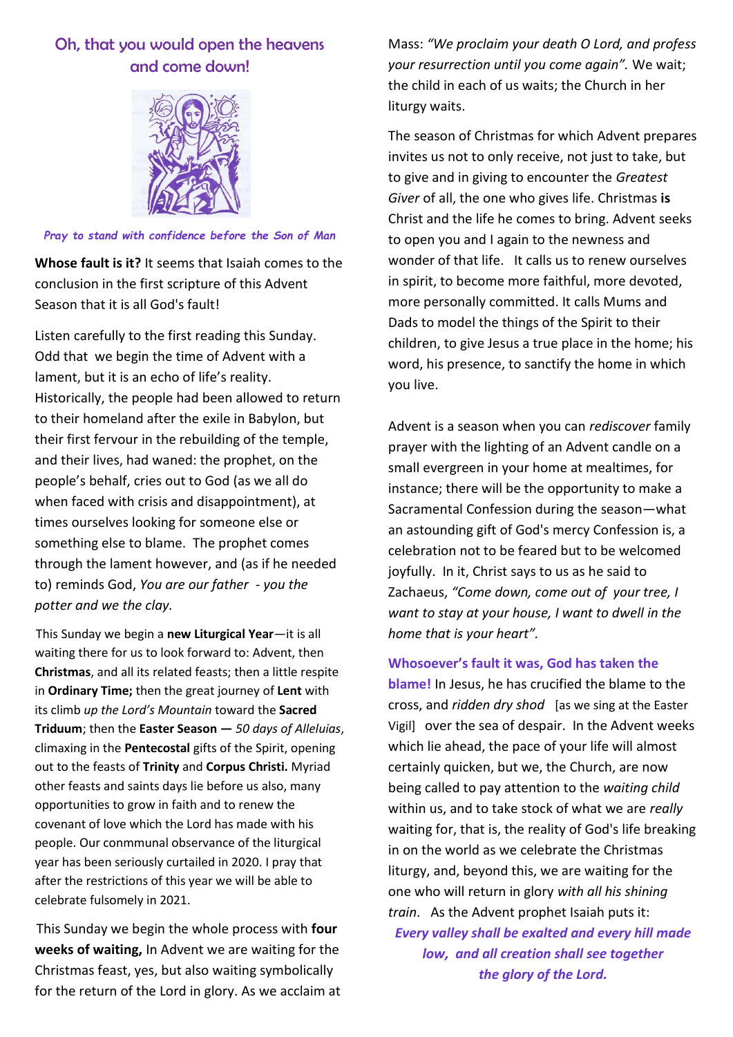## Oh, that you would open the heavens and come down!

*Pray to stand with confidence before the Son of Man*

**Whose fault is it?** It seems that Isaiah comes to the conclusion in the first scripture of this Advent Season that it is all God's fault!

Listen carefully to the first reading this Sunday. Odd that we begin the time of Advent with a lament, but it is an echo of life's reality. Historically, the people had been allowed to return to their homeland after the exile in Babylon, but their first fervour in the rebuilding of the temple, and their lives, had waned: the prophet, on the people's behalf, cries out to God (as we all do when faced with crisis and disappointment), at times ourselves looking for someone else or something else to blame. The prophet comes through the lament however, and (as if he needed to) reminds God, *You are our father - you the potter and we the clay.*

This Sunday we begin a **new Liturgical Year**—it is all waiting there for us to look forward to: Advent, then **Christmas**, and all its related feasts; then a little respite in **Ordinary Time;** then the great journey of **Lent** with its climb *up the Lord's Mountain* toward the **Sacred Triduum**; then the **Easter Season —** *50 days of Alleluias*, climaxing in the **Pentecostal** gifts of the Spirit, opening out to the feasts of **Trinity** and **Corpus Christi.** Myriad other feasts and saints days lie before us also, many opportunities to grow in faith and to renew the covenant of love which the Lord has made with his people. Our conmmunal observance of the liturgical year has been seriously curtailed in 2020. I pray that after the restrictions of this year we will be able to celebrate fulsomely in 2021.

This Sunday we begin the whole process with **four weeks of waiting,** In Advent we are waiting for the Christmas feast, yes, but also waiting symbolically for the return of the Lord in glory. As we acclaim at Mass: *"We proclaim your death O Lord, and profess your resurrection until you come again".* We wait; the child in each of us waits; the Church in her liturgy waits.

The season of Christmas for which Advent prepares invites us not to only receive, not just to take, but to give and in giving to encounter the *Greatest Giver* of all, the one who gives life. Christmas **is** Christ and the life he comes to bring. Advent seeks to open you and I again to the newness and wonder of that life. It calls us to renew ourselves in spirit, to become more faithful, more devoted, more personally committed. It calls Mums and Dads to model the things of the Spirit to their children, to give Jesus a true place in the home; his word, his presence, to sanctify the home in which you live.

Advent is a season when you can *rediscover* family prayer with the lighting of an Advent candle on a small evergreen in your home at mealtimes, for instance; there will be the opportunity to make a Sacramental Confession during the season—what an astounding gift of God's mercy Confession is, a celebration not to be feared but to be welcomed joyfully. In it, Christ says to us as he said to Zachaeus, *"Come down, come out of your tree, I want to stay at your house, I want to dwell in the home that is your heart".*

**Whosoever's fault it was, God has taken the blame!** In Jesus, he has crucified the blame to the cross, and *ridden dry shod* [as we sing at the Easter Vigil] over the sea of despair. In the Advent weeks which lie ahead, the pace of your life will almost certainly quicken, but we, the Church, are now being called to pay attention to the *waiting child* within us, and to take stock of what we are *really* waiting for, that is, the reality of God's life breaking in on the world as we celebrate the Christmas liturgy, and, beyond this, we are waiting for the one who will return in glory *with all his shining train*. As the Advent prophet Isaiah puts it:

***Every valley shall be exalted and every hill made low, and all creation shall see together the glory of the Lord.***